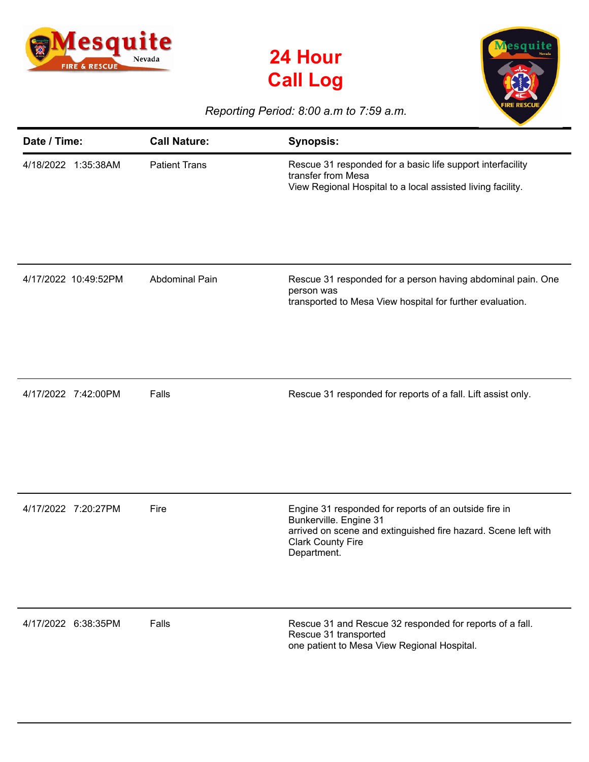# 24 Hour Call Log

*Reporting Period: 8:00 a.m to 7:59 a.m.*

| Date / Time: | Call Nature: | Synopsis: |
| --- | --- | --- |
| 4/18/2022 1:35:38AM | Patient Trans | Rescue 31 responded for a basic life support interfacility transfer from Mesa View Regional Hospital to a local assisted living facility. |
| 4/17/2022 10:49:52PM | Abdominal Pain | Rescue 31 responded for a person having abdominal pain. One person was transported to Mesa View hospital for further evaluation. |
| 4/17/2022 7:42:00PM | Falls | Rescue 31 responded for reports of a fall. Lift assist only. |
| 4/17/2022 7:20:27PM | Fire | Engine 31 responded for reports of an outside fire in Bunkerville. Engine 31 arrived on scene and extinguished fire hazard. Scene left with Clark County Fire Department. |
| 4/17/2022 6:38:35PM | Falls | Rescue 31 and Rescue 32 responded for reports of a fall. Rescue 31 transported one patient to Mesa View Regional Hospital. |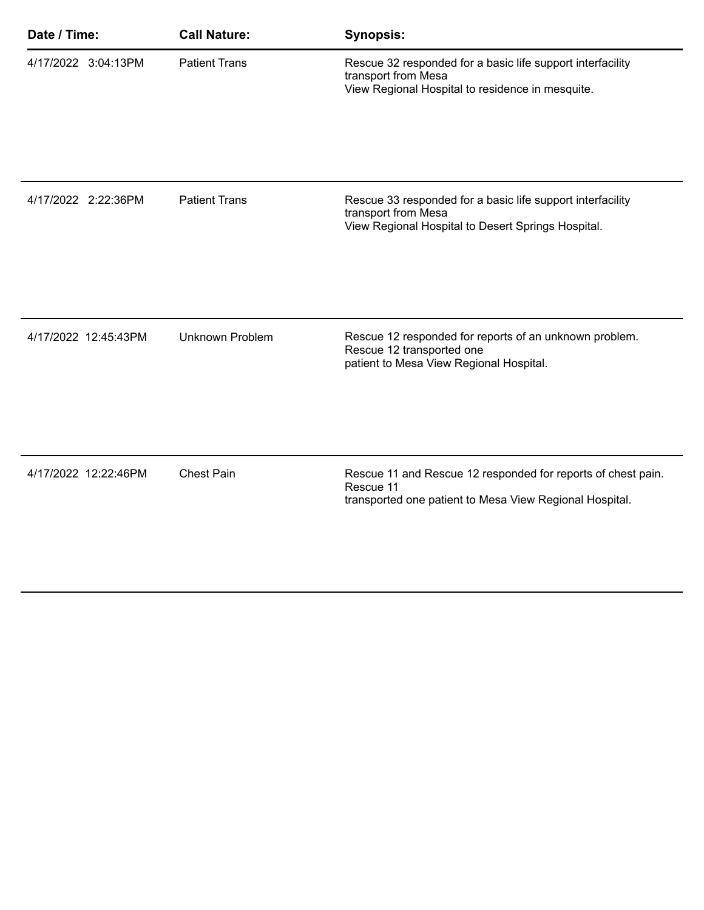| Date / Time: | Call Nature: | Synopsis: |
| --- | --- | --- |
| 4/17/2022 3:04:13PM | Patient Trans | Rescue 32 responded for a basic life support interfacility transport from Mesa View Regional Hospital to residence in mesquite. |
| 4/17/2022 2:22:36PM | Patient Trans | Rescue 33 responded for a basic life support interfacility transport from Mesa View Regional Hospital to Desert Springs Hospital. |
| 4/17/2022 12:45:43PM | Unknown Problem | Rescue 12 responded for reports of an unknown problem. Rescue 12 transported one patient to Mesa View Regional Hospital. |
| 4/17/2022 12:22:46PM | Chest Pain | Rescue 11 and Rescue 12 responded for reports of chest pain. Rescue 11 transported one patient to Mesa View Regional Hospital. |